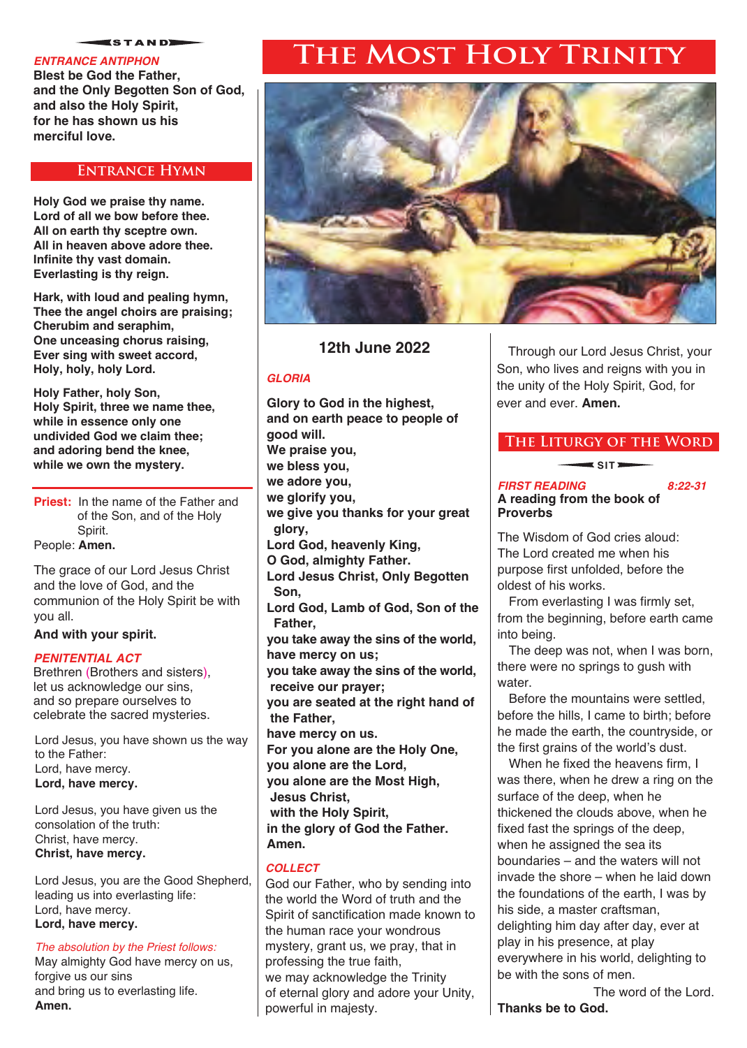# The Most Holy Trinity

STAND

*ENTRANCE ANTIPHON*

**Blest be God the Father,**
**and the Only Begotten Son of God,**
**and also the Holy Spirit,**
**for he has shown us his**
**merciful love.**

## Entrance Hymn

**Holy God we praise thy name.**
**Lord of all we bow before thee.**
**All on earth thy sceptre own.**
**All in heaven above adore thee.**
**Infinite thy vast domain.**
**Everlasting is thy reign.**

**Hark, with loud and pealing hymn,**
**Thee the angel choirs are praising;**
**Cherubim and seraphim,**
**One unceasing chorus raising,**
**Ever sing with sweet accord,**
**Holy, holy, holy Lord.**

**Holy Father, holy Son,**
**Holy Spirit, three we name thee,**
**while in essence only one**
**undivided God we claim thee;**
**and adoring bend the knee,**
**while we own the mystery.**

**Priest:** In the name of the Father and of the Son, and of the Holy Spirit.
People: **Amen.**

The grace of our Lord Jesus Christ and the love of God, and the communion of the Holy Spirit be with you all.
**And with your spirit.**

*PENITENTIAL ACT*

Brethren (Brothers and sisters), let us acknowledge our sins, and so prepare ourselves to celebrate the sacred mysteries.

Lord Jesus, you have shown us the way to the Father:
Lord, have mercy.
**Lord, have mercy.**

Lord Jesus, you have given us the consolation of the truth:
Christ, have mercy.
**Christ, have mercy.**

Lord Jesus, you are the Good Shepherd, leading us into everlasting life:
Lord, have mercy.
**Lord, have mercy.**

*The absolution by the Priest follows:*
May almighty God have mercy on us,
forgive us our sins
and bring us to everlasting life.
**Amen.**

**12th June 2022**

*GLORIA*

**Glory to God in the highest,**
**and on earth peace to people of good will.**
**We praise you,**
**we bless you,**
**we adore you,**
**we glorify you,**
**we give you thanks for your great glory,**
**Lord God, heavenly King,**
**O God, almighty Father.**
**Lord Jesus Christ, Only Begotten Son,**
**Lord God, Lamb of God, Son of the Father,**
**you take away the sins of the world,**
**have mercy on us;**
**you take away the sins of the world,**
**receive our prayer;**
**you are seated at the right hand of the Father,**
**have mercy on us.**
**For you alone are the Holy One,**
**you alone are the Lord,**
**you alone are the Most High,**
**Jesus Christ,**
**with the Holy Spirit,**
**in the glory of God the Father.**
**Amen.**

*COLLECT*

God our Father, who by sending into the world the Word of truth and the Spirit of sanctification made known to the human race your wondrous mystery, grant us, we pray, that in professing the true faith,
we may acknowledge the Trinity
of eternal glory and adore your Unity,
powerful in majesty.

Through our Lord Jesus Christ, your Son, who lives and reigns with you in the unity of the Holy Spirit, God, for ever and ever. **Amen.**

## The Liturgy of the Word

SIT

*FIRST READING* *8:22-31*

**A reading from the book of Proverbs**

The Wisdom of God cries aloud:
The Lord created me when his purpose first unfolded, before the oldest of his works.

From everlasting I was firmly set, from the beginning, before earth came into being.

The deep was not, when I was born, there were no springs to gush with water.

Before the mountains were settled, before the hills, I came to birth; before he made the earth, the countryside, or the first grains of the world's dust.

When he fixed the heavens firm, I was there, when he drew a ring on the surface of the deep, when he thickened the clouds above, when he fixed fast the springs of the deep, when he assigned the sea its boundaries – and the waters will not invade the shore – when he laid down the foundations of the earth, I was by his side, a master craftsman, delighting him day after day, ever at play in his presence, at play everywhere in his world, delighting to be with the sons of men.

The word of the Lord.
**Thanks be to God.**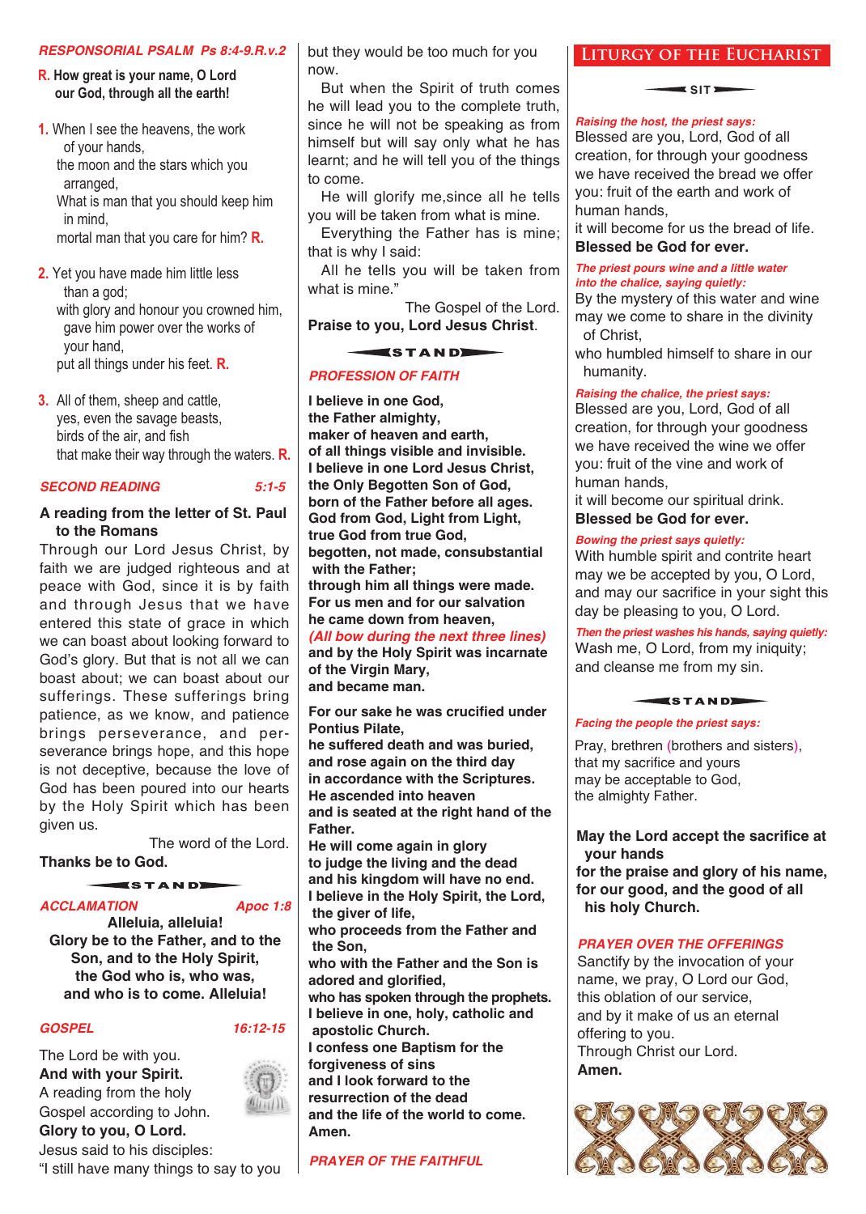**RESPONSORIAL PSALM Ps 8:4-9.R.v.2**

**R. How great is your name, O Lord our God, through all the earth!**

1. When I see the heavens, the work of your hands,
   the moon and the stars which you arranged,
   What is man that you should keep him in mind,
   mortal man that you care for him? **R.**

2. Yet you have made him little less than a god;
   with glory and honour you crowned him,
   gave him power over the works of your hand,
   put all things under his feet. **R.**

3. All of them, sheep and cattle,
   yes, even the savage beasts,
   birds of the air, and fish
   that make their way through the waters. **R.**

**SECOND READING 5:1-5**

**A reading from the letter of St. Paul to the Romans**

Through our Lord Jesus Christ, by faith we are judged righteous and at peace with God, since it is by faith and through Jesus that we have entered this state of grace in which we can boast about looking forward to God's glory. But that is not all we can boast about; we can boast about our sufferings. These sufferings bring patience, as we know, and patience brings perseverance, and perseverance brings hope, and this hope is not deceptive, because the love of God has been poured into our hearts by the Holy Spirit which has been given us.

The word of the Lord.

**Thanks be to God.**

STAND

**ACCLAMATION Apoc 1:8**

**Alleluia, alleluia!**
**Glory be to the Father, and to the Son, and to the Holy Spirit,**
**the God who is, who was,**
**and who is to come. Alleluia!**

**GOSPEL 16:12-15**

The Lord be with you.
**And with your Spirit.**
A reading from the holy Gospel according to John.
**Glory to you, O Lord.**

Jesus said to his disciples:
"I still have many things to say to you but they would be too much for you now.
But when the Spirit of truth comes he will lead you to the complete truth, since he will not be speaking as from himself but will say only what he has learnt; and he will tell you of the things to come.
He will glorify me,since all he tells you will be taken from what is mine.
Everything the Father has is mine; that is why I said:
All he tells you will be taken from what is mine."

The Gospel of the Lord.

**Praise to you, Lord Jesus Christ.**

STAND

**PROFESSION OF FAITH**

**I believe in one God,**
**the Father almighty,**
**maker of heaven and earth,**
**of all things visible and invisible.**
**I believe in one Lord Jesus Christ,**
**the Only Begotten Son of God,**
**born of the Father before all ages.**
**God from God, Light from Light,**
**true God from true God,**
**begotten, not made, consubstantial with the Father;**
**through him all things were made.**
**For us men and for our salvation**
**he came down from heaven,**
*(All bow during the next three lines)*
**and by the Holy Spirit was incarnate of the Virgin Mary,**
**and became man.**

**For our sake he was crucified under Pontius Pilate,**
**he suffered death and was buried,**
**and rose again on the third day**
**in accordance with the Scriptures.**
**He ascended into heaven**
**and is seated at the right hand of the Father.**
**He will come again in glory**
**to judge the living and the dead**
**and his kingdom will have no end.**
**I believe in the Holy Spirit, the Lord, the giver of life,**
**who proceeds from the Father and the Son,**
**who with the Father and the Son is adored and glorified,**
**who has spoken through the prophets.**
**I believe in one, holy, catholic and apostolic Church.**
**I confess one Baptism for the forgiveness of sins**
**and I look forward to the resurrection of the dead**
**and the life of the world to come.**
**Amen.**

**PRAYER OF THE FAITHFUL**

## LITURGY OF THE EUCHARIST

SIT

*Raising the host, the priest says:*
Blessed are you, Lord, God of all creation, for through your goodness we have received the bread we offer you: fruit of the earth and work of human hands,
it will become for us the bread of life.
**Blessed be God for ever.**

*The priest pours wine and a little water into the chalice, saying quietly:*
By the mystery of this water and wine may we come to share in the divinity of Christ,
who humbled himself to share in our humanity.

*Raising the chalice, the priest says:*
Blessed are you, Lord, God of all creation, for through your goodness we have received the wine we offer you: fruit of the vine and work of human hands,
it will become our spiritual drink.
**Blessed be God for ever.**

*Bowing the priest says quietly:*
With humble spirit and contrite heart may we be accepted by you, O Lord, and may our sacrifice in your sight this day be pleasing to you, O Lord.

*Then the priest washes his hands, saying quietly:*
Wash me, O Lord, from my iniquity;
and cleanse me from my sin.

STAND

*Facing the people the priest says:*

Pray, brethren (brothers and sisters),
that my sacrifice and yours
may be acceptable to God,
the almighty Father.

**May the Lord accept the sacrifice at your hands**
**for the praise and glory of his name,**
**for our good, and the good of all his holy Church.**

**PRAYER OVER THE OFFERINGS**

Sanctify by the invocation of your name, we pray, O Lord our God,
this oblation of our service,
and by it make of us an eternal offering to you.
Through Christ our Lord.
**Amen.**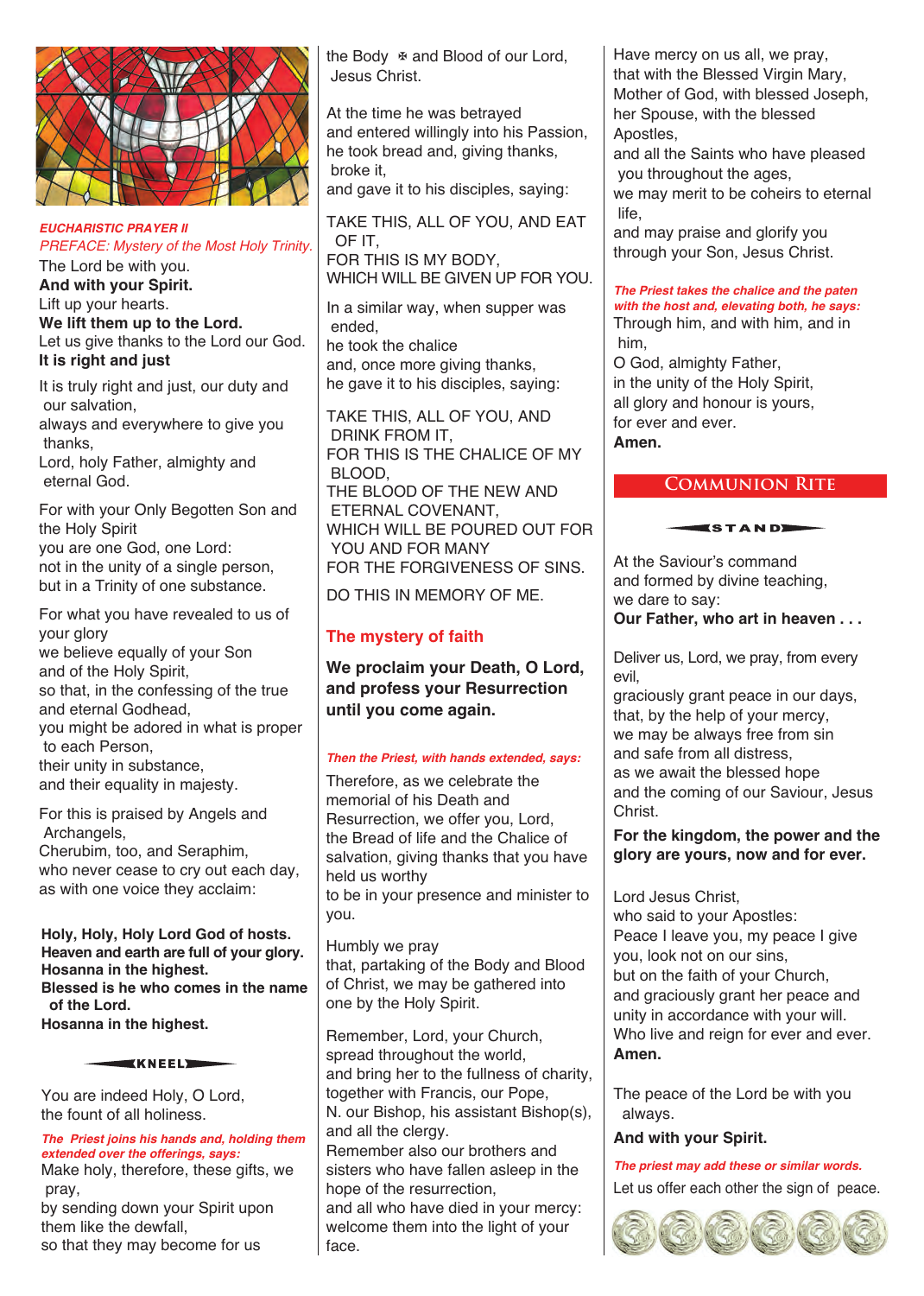*EUCHARISTIC PRAYER II*

*PREFACE: Mystery of the Most Holy Trinity.*

The Lord be with you.
**And with your Spirit.**
Lift up your hearts.
**We lift them up to the Lord.**
Let us give thanks to the Lord our God.
**It is right and just**

It is truly right and just, our duty and our salvation,
always and everywhere to give you thanks,
Lord, holy Father, almighty and eternal God.

For with your Only Begotten Son and the Holy Spirit
you are one God, one Lord:
not in the unity of a single person,
but in a Trinity of one substance.

For what you have revealed to us of your glory
we believe equally of your Son
and of the Holy Spirit,
so that, in the confessing of the true and eternal Godhead,
you might be adored in what is proper to each Person,
their unity in substance,
and their equality in majesty.

For this is praised by Angels and Archangels,
Cherubim, too, and Seraphim,
who never cease to cry out each day,
as with one voice they acclaim:

**Holy, Holy, Holy Lord God of hosts.**
**Heaven and earth are full of your glory.**
**Hosanna in the highest.**
**Blessed is he who comes in the name of the Lord.**
**Hosanna in the highest.**

**KNEEL**

You are indeed Holy, O Lord,
the fount of all holiness.

*The Priest joins his hands and, holding them extended over the offerings, says:*

Make holy, therefore, these gifts, we pray,
by sending down your Spirit upon them like the dewfall,
so that they may become for us
the Body ✠ and Blood of our Lord, Jesus Christ.

At the time he was betrayed
and entered willingly into his Passion,
he took bread and, giving thanks,
broke it,
and gave it to his disciples, saying:

TAKE THIS, ALL OF YOU, AND EAT OF IT,
FOR THIS IS MY BODY,
WHICH WILL BE GIVEN UP FOR YOU.

In a similar way, when supper was ended,
he took the chalice
and, once more giving thanks,
he gave it to his disciples, saying:

TAKE THIS, ALL OF YOU, AND DRINK FROM IT,
FOR THIS IS THE CHALICE OF MY BLOOD,
THE BLOOD OF THE NEW AND ETERNAL COVENANT,
WHICH WILL BE POURED OUT FOR YOU AND FOR MANY
FOR THE FORGIVENESS OF SINS.

DO THIS IN MEMORY OF ME.

**The mystery of faith**

**We proclaim your Death, O Lord, and profess your Resurrection until you come again.**

*Then the Priest, with hands extended, says:*

Therefore, as we celebrate the memorial of his Death and Resurrection, we offer you, Lord,
the Bread of life and the Chalice of salvation, giving thanks that you have held us worthy
to be in your presence and minister to you.

Humbly we pray
that, partaking of the Body and Blood of Christ, we may be gathered into one by the Holy Spirit.

Remember, Lord, your Church,
spread throughout the world,
and bring her to the fullness of charity,
together with Francis, our Pope,
N. our Bishop, his assistant Bishop(s),
and all the clergy.
Remember also our brothers and sisters who have fallen asleep in the hope of the resurrection,
and all who have died in your mercy:
welcome them into the light of your face.

Have mercy on us all, we pray,
that with the Blessed Virgin Mary,
Mother of God, with blessed Joseph,
her Spouse, with the blessed Apostles,
and all the Saints who have pleased you throughout the ages,
we may merit to be coheirs to eternal life,
and may praise and glorify you
through your Son, Jesus Christ.

*The Priest takes the chalice and the paten with the host and, elevating both, he says:*

Through him, and with him, and in him,
O God, almighty Father,
in the unity of the Holy Spirit,
all glory and honour is yours,
for ever and ever.
**Amen.**

## COMMUNION RITE

**STAND**

At the Saviour's command
and formed by divine teaching,
we dare to say:
**Our Father, who art in heaven . . .**

Deliver us, Lord, we pray, from every evil,
graciously grant peace in our days,
that, by the help of your mercy,
we may be always free from sin
and safe from all distress,
as we await the blessed hope
and the coming of our Saviour, Jesus Christ.

**For the kingdom, the power and the glory are yours, now and for ever.**

Lord Jesus Christ,
who said to your Apostles:
Peace I leave you, my peace I give you, look not on our sins,
but on the faith of your Church,
and graciously grant her peace and unity in accordance with your will.
Who live and reign for ever and ever.
**Amen.**

The peace of the Lord be with you always.

**And with your Spirit.**

*The priest may add these or similar words.*

Let us offer each other the sign of peace.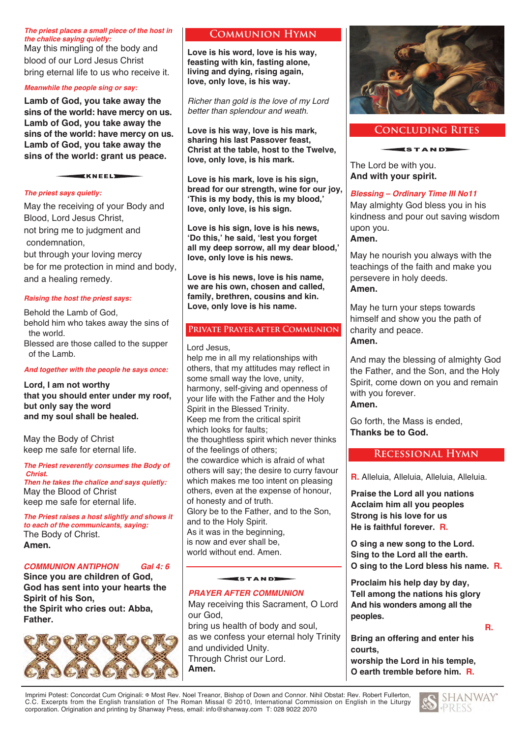*The priest places a small piece of the host in the chalice saying quietly:*

May this mingling of the body and blood of our Lord Jesus Christ bring eternal life to us who receive it.

*Meanwhile the people sing or say:*

**Lamb of God, you take away the sins of the world: have mercy on us.**
**Lamb of God, you take away the sins of the world: have mercy on us.**
**Lamb of God, you take away the sins of the world: grant us peace.**

KNEEL

*The priest says quietly:*

May the receiving of your Body and Blood, Lord Jesus Christ,
not bring me to judgment and condemnation,
but through your loving mercy
be for me protection in mind and body,
and a healing remedy.

*Raising the host the priest says:*

Behold the Lamb of God,
behold him who takes away the sins of the world.
Blessed are those called to the supper of the Lamb.

*And together with the people he says once:*

**Lord, I am not worthy**
**that you should enter under my roof,**
**but only say the word**
**and my soul shall be healed.**

May the Body of Christ
keep me safe for eternal life.

*The Priest reverently consumes the Body of Christ.*
*Then he takes the chalice and says quietly:*

May the Blood of Christ
keep me safe for eternal life.

*The Priest raises a host slightly and shows it to each of the communicants, saying:*

The Body of Christ.
**Amen.**

## *COMMUNION ANTIPHON* — *Gal 4: 6*

**Since you are children of God, God has sent into your hearts the Spirit of his Son, the Spirit who cries out: Abba, Father.**

## Communion Hymn

**Love is his word, love is his way,**
**feasting with kin, fasting alone,**
**living and dying, rising again,**
**love, only love, is his way.**

*Richer than gold is the love of my Lord*
*better than splendour and weath.*

**Love is his way, love is his mark,**
**sharing his last Passover feast,**
**Christ at the table, host to the Twelve,**
**love, only love, is his mark.**

**Love is his mark, love is his sign,**
**bread for our strength, wine for our joy,**
**'This is my body, this is my blood,'**
**love, only love, is his sign.**

**Love is his sign, love is his news,**
**'Do this,' he said, 'lest you forget**
**all my deep sorrow, all my dear blood,'**
**love, only love is his news.**

**Love is his news, love is his name,**
**we are his own, chosen and called,**
**family, brethren, cousins and kin.**
**Love, only love is his name.**

## Private Prayer after Communion

Lord Jesus,
help me in all my relationships with others, that my attitudes may reflect in some small way the love, unity, harmony, self-giving and openness of your life with the Father and the Holy Spirit in the Blessed Trinity.
Keep me from the critical spirit which looks for faults;
the thoughtless spirit which never thinks of the feelings of others;
the cowardice which is afraid of what others will say; the desire to curry favour which makes me too intent on pleasing others, even at the expense of honour, of honesty and of truth.
Glory be to the Father, and to the Son, and to the Holy Spirit.
As it was in the beginning,
is now and ever shall be,
world without end. Amen.

STAND

*PRAYER AFTER COMMUNION*

May receiving this Sacrament, O Lord our God,
bring us health of body and soul,
as we confess your eternal holy Trinity and undivided Unity.
Through Christ our Lord.
**Amen.**

## Concluding Rites

STAND

The Lord be with you.
**And with your spirit.**

*Blessing – Ordinary Time III No11*

May almighty God bless you in his kindness and pour out saving wisdom upon you.
**Amen.**

May he nourish you always with the teachings of the faith and make you persevere in holy deeds.
**Amen.**

May he turn your steps towards himself and show you the path of charity and peace.
**Amen.**

And may the blessing of almighty God the Father, and the Son, and the Holy Spirit, come down on you and remain with you forever.
**Amen.**

Go forth, the Mass is ended,
**Thanks be to God.**

## Recessional Hymn

**R.** Alleluia, Alleluia, Alleluia, Alleluia.

**Praise the Lord all you nations**
**Acclaim him all you peoples**
**Strong is his love for us**
**He is faithful forever. R.**

**O sing a new song to the Lord.**
**Sing to the Lord all the earth.**
**O sing to the Lord bless his name. R.**

**Proclaim his help day by day,**
**Tell among the nations his glory**
**And his wonders among all the peoples.**
**R.**

**Bring an offering and enter his courts,**
**worship the Lord in his temple,**
**O earth tremble before him. R.**

Imprimi Potest: Concordat Cum Originali: ✠ Most Rev. Noel Treanor, Bishop of Down and Connor. Nihil Obstat: Rev. Robert Fullerton, C.C. Excerpts from the English translation of The Roman Missal © 2010, International Commission on English in the Liturgy corporation. Origination and printing by Shanway Press, email: info@shanway.com T: 028 9022 2070